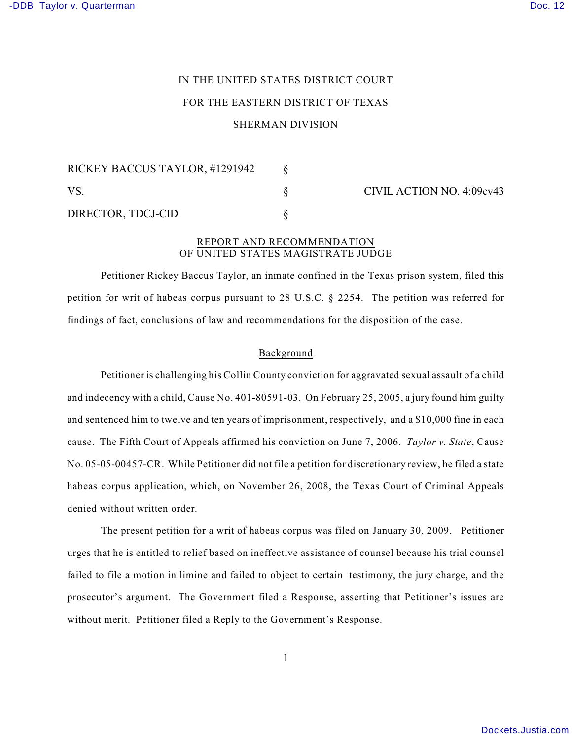IN THE UNITED STATES DISTRICT COURT

FOR THE EASTERN DISTRICT OF TEXAS

SHERMAN DIVISION

| | | |
|---|---|---|
| RICKEY BACCUS TAYLOR, #1291942 | § | |
| VS. | § | CIVIL ACTION NO. 4:09cv43 |
| DIRECTOR, TDCJ-CID | § | |

REPORT AND RECOMMENDATION
OF UNITED STATES MAGISTRATE JUDGE

Petitioner Rickey Baccus Taylor, an inmate confined in the Texas prison system, filed this petition for writ of habeas corpus pursuant to 28 U.S.C. § 2254. The petition was referred for findings of fact, conclusions of law and recommendations for the disposition of the case.

## Background

Petitioner is challenging his Collin County conviction for aggravated sexual assault of a child and indecency with a child, Cause No. 401-80591-03. On February 25, 2005, a jury found him guilty and sentenced him to twelve and ten years of imprisonment, respectively, and a $10,000 fine in each cause. The Fifth Court of Appeals affirmed his conviction on June 7, 2006. *Taylor v. State*, Cause No. 05-05-00457-CR. While Petitioner did not file a petition for discretionary review, he filed a state habeas corpus application, which, on November 26, 2008, the Texas Court of Criminal Appeals denied without written order.

The present petition for a writ of habeas corpus was filed on January 30, 2009. Petitioner urges that he is entitled to relief based on ineffective assistance of counsel because his trial counsel failed to file a motion in limine and failed to object to certain testimony, the jury charge, and the prosecutor's argument. The Government filed a Response, asserting that Petitioner's issues are without merit. Petitioner filed a Reply to the Government's Response.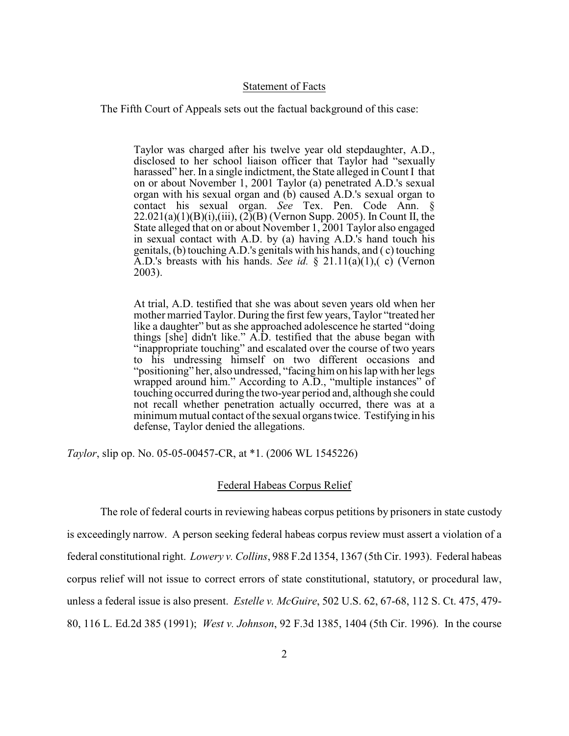## Statement of Facts

The Fifth Court of Appeals sets out the factual background of this case:

> Taylor was charged after his twelve year old stepdaughter, A.D., disclosed to her school liaison officer that Taylor had "sexually harassed" her. In a single indictment, the State alleged in Count I that on or about November 1, 2001 Taylor (a) penetrated A.D.'s sexual organ with his sexual organ and (b) caused A.D.'s sexual organ to contact his sexual organ. *See* Tex. Pen. Code Ann. § 22.021(a)(1)(B)(i),(iii), (2)(B) (Vernon Supp. 2005). In Count II, the State alleged that on or about November 1, 2001 Taylor also engaged in sexual contact with A.D. by (a) having A.D.'s hand touch his genitals, (b) touching A.D.'s genitals with his hands, and ( c) touching A.D.'s breasts with his hands. *See id.* § 21.11(a)(1),( c) (Vernon 2003).
>
> At trial, A.D. testified that she was about seven years old when her mother married Taylor. During the first few years, Taylor "treated her like a daughter" but as she approached adolescence he started "doing things [she] didn't like." A.D. testified that the abuse began with "inappropriate touching" and escalated over the course of two years to his undressing himself on two different occasions and "positioning" her, also undressed, "facing him on his lap with her legs wrapped around him." According to A.D., "multiple instances" of touching occurred during the two-year period and, although she could not recall whether penetration actually occurred, there was at a minimum mutual contact of the sexual organs twice. Testifying in his defense, Taylor denied the allegations.

*Taylor*, slip op. No. 05-05-00457-CR, at *1. (2006 WL 1545226)

## Federal Habeas Corpus Relief

The role of federal courts in reviewing habeas corpus petitions by prisoners in state custody is exceedingly narrow. A person seeking federal habeas corpus review must assert a violation of a federal constitutional right. *Lowery v. Collins*, 988 F.2d 1354, 1367 (5th Cir. 1993). Federal habeas corpus relief will not issue to correct errors of state constitutional, statutory, or procedural law, unless a federal issue is also present. *Estelle v. McGuire*, 502 U.S. 62, 67-68, 112 S. Ct. 475, 479-80, 116 L. Ed.2d 385 (1991); *West v. Johnson*, 92 F.3d 1385, 1404 (5th Cir. 1996). In the course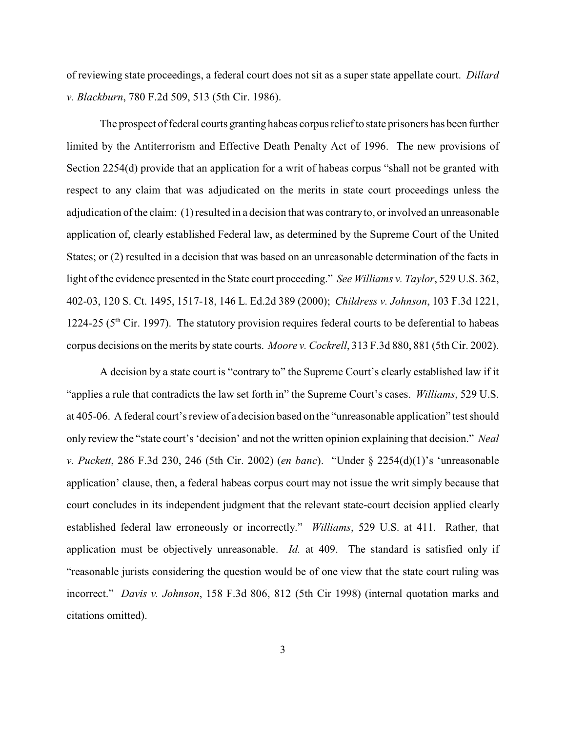of reviewing state proceedings, a federal court does not sit as a super state appellate court. *Dillard v. Blackburn*, 780 F.2d 509, 513 (5th Cir. 1986).

The prospect of federal courts granting habeas corpus relief to state prisoners has been further limited by the Antiterrorism and Effective Death Penalty Act of 1996. The new provisions of Section 2254(d) provide that an application for a writ of habeas corpus "shall not be granted with respect to any claim that was adjudicated on the merits in state court proceedings unless the adjudication of the claim: (1) resulted in a decision that was contrary to, or involved an unreasonable application of, clearly established Federal law, as determined by the Supreme Court of the United States; or (2) resulted in a decision that was based on an unreasonable determination of the facts in light of the evidence presented in the State court proceeding." *See Williams v. Taylor*, 529 U.S. 362, 402-03, 120 S. Ct. 1495, 1517-18, 146 L. Ed.2d 389 (2000); *Childress v. Johnson*, 103 F.3d 1221, 1224-25 (5th Cir. 1997). The statutory provision requires federal courts to be deferential to habeas corpus decisions on the merits by state courts. *Moore v. Cockrell*, 313 F.3d 880, 881 (5th Cir. 2002).

A decision by a state court is "contrary to" the Supreme Court's clearly established law if it "applies a rule that contradicts the law set forth in" the Supreme Court's cases. *Williams*, 529 U.S. at 405-06. A federal court's review of a decision based on the "unreasonable application" test should only review the "state court's 'decision' and not the written opinion explaining that decision." *Neal v. Puckett*, 286 F.3d 230, 246 (5th Cir. 2002) (*en banc*). "Under § 2254(d)(1)'s 'unreasonable application' clause, then, a federal habeas corpus court may not issue the writ simply because that court concludes in its independent judgment that the relevant state-court decision applied clearly established federal law erroneously or incorrectly." *Williams*, 529 U.S. at 411. Rather, that application must be objectively unreasonable. *Id.* at 409. The standard is satisfied only if "reasonable jurists considering the question would be of one view that the state court ruling was incorrect." *Davis v. Johnson*, 158 F.3d 806, 812 (5th Cir 1998) (internal quotation marks and citations omitted).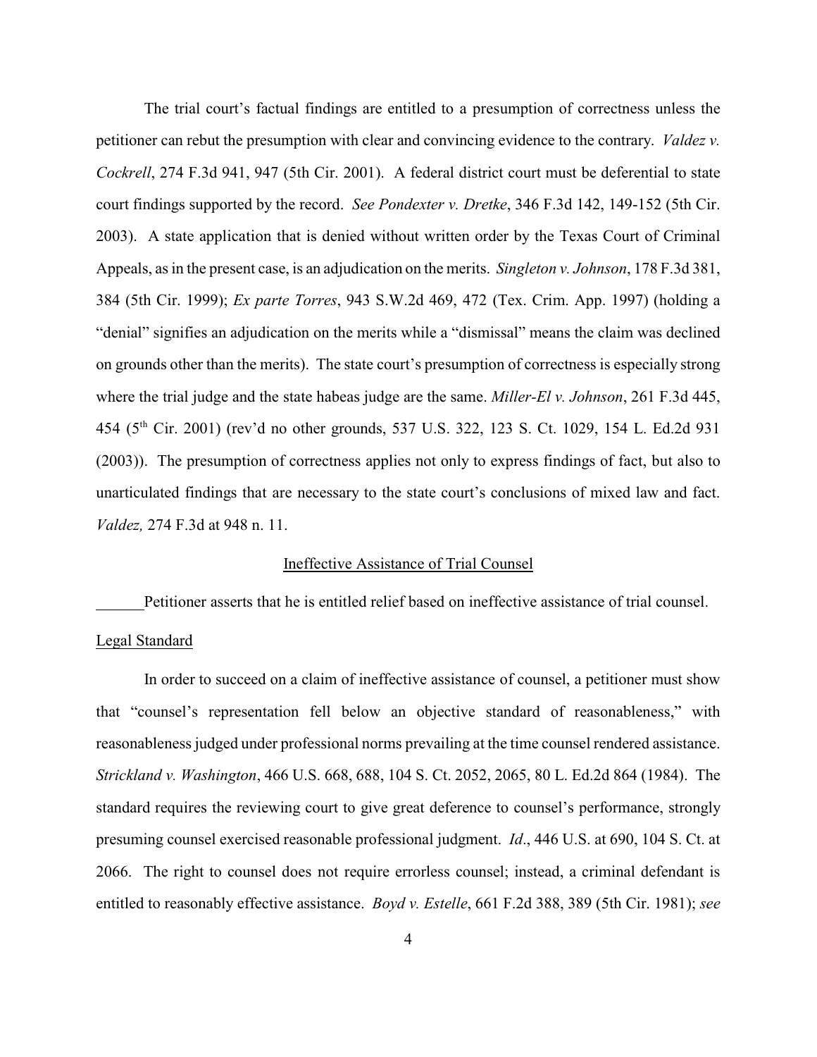The trial court's factual findings are entitled to a presumption of correctness unless the petitioner can rebut the presumption with clear and convincing evidence to the contrary. *Valdez v. Cockrell*, 274 F.3d 941, 947 (5th Cir. 2001). A federal district court must be deferential to state court findings supported by the record. *See Pondexter v. Dretke*, 346 F.3d 142, 149-152 (5th Cir. 2003). A state application that is denied without written order by the Texas Court of Criminal Appeals, as in the present case, is an adjudication on the merits. *Singleton v. Johnson*, 178 F.3d 381, 384 (5th Cir. 1999); *Ex parte Torres*, 943 S.W.2d 469, 472 (Tex. Crim. App. 1997) (holding a "denial" signifies an adjudication on the merits while a "dismissal" means the claim was declined on grounds other than the merits). The state court's presumption of correctness is especially strong where the trial judge and the state habeas judge are the same. *Miller-El v. Johnson*, 261 F.3d 445, 454 (5th Cir. 2001) (rev'd no other grounds, 537 U.S. 322, 123 S. Ct. 1029, 154 L. Ed.2d 931 (2003)). The presumption of correctness applies not only to express findings of fact, but also to unarticulated findings that are necessary to the state court's conclusions of mixed law and fact. *Valdez,* 274 F.3d at 948 n. 11.

## Ineffective Assistance of Trial Counsel

Petitioner asserts that he is entitled relief based on ineffective assistance of trial counsel.

### Legal Standard

In order to succeed on a claim of ineffective assistance of counsel, a petitioner must show that "counsel's representation fell below an objective standard of reasonableness," with reasonableness judged under professional norms prevailing at the time counsel rendered assistance. *Strickland v. Washington*, 466 U.S. 668, 688, 104 S. Ct. 2052, 2065, 80 L. Ed.2d 864 (1984). The standard requires the reviewing court to give great deference to counsel's performance, strongly presuming counsel exercised reasonable professional judgment. *Id*., 446 U.S. at 690, 104 S. Ct. at 2066. The right to counsel does not require errorless counsel; instead, a criminal defendant is entitled to reasonably effective assistance. *Boyd v. Estelle*, 661 F.2d 388, 389 (5th Cir. 1981); *see*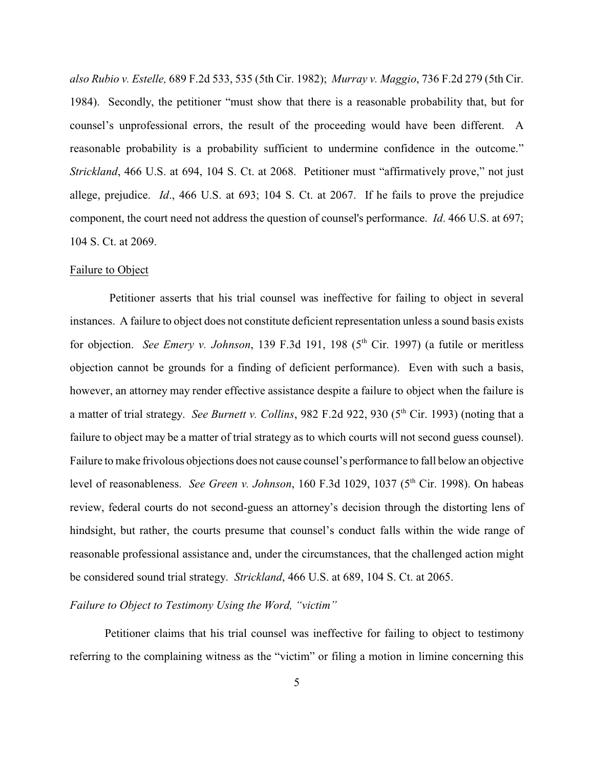*also Rubio v. Estelle,* 689 F.2d 533, 535 (5th Cir. 1982); *Murray v. Maggio*, 736 F.2d 279 (5th Cir. 1984). Secondly, the petitioner "must show that there is a reasonable probability that, but for counsel's unprofessional errors, the result of the proceeding would have been different. A reasonable probability is a probability sufficient to undermine confidence in the outcome." *Strickland*, 466 U.S. at 694, 104 S. Ct. at 2068. Petitioner must "affirmatively prove," not just allege, prejudice. *Id*., 466 U.S. at 693; 104 S. Ct. at 2067. If he fails to prove the prejudice component, the court need not address the question of counsel's performance. *Id*. 466 U.S. at 697; 104 S. Ct. at 2069.

Failure to Object

Petitioner asserts that his trial counsel was ineffective for failing to object in several instances. A failure to object does not constitute deficient representation unless a sound basis exists for objection. *See Emery v. Johnson*, 139 F.3d 191, 198 (5th Cir. 1997) (a futile or meritless objection cannot be grounds for a finding of deficient performance). Even with such a basis, however, an attorney may render effective assistance despite a failure to object when the failure is a matter of trial strategy. *See Burnett v. Collins*, 982 F.2d 922, 930 (5th Cir. 1993) (noting that a failure to object may be a matter of trial strategy as to which courts will not second guess counsel). Failure to make frivolous objections does not cause counsel's performance to fall below an objective level of reasonableness. *See Green v. Johnson*, 160 F.3d 1029, 1037 (5th Cir. 1998). On habeas review, federal courts do not second-guess an attorney's decision through the distorting lens of hindsight, but rather, the courts presume that counsel's conduct falls within the wide range of reasonable professional assistance and, under the circumstances, that the challenged action might be considered sound trial strategy. *Strickland*, 466 U.S. at 689, 104 S. Ct. at 2065.

*Failure to Object to Testimony Using the Word, "victim"*

Petitioner claims that his trial counsel was ineffective for failing to object to testimony referring to the complaining witness as the "victim" or filing a motion in limine concerning this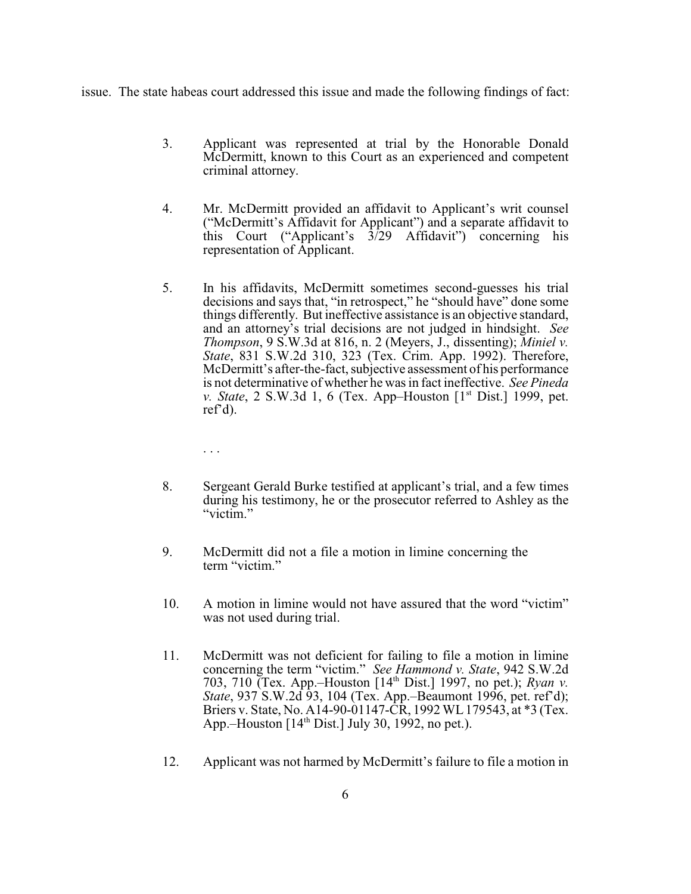issue. The state habeas court addressed this issue and made the following findings of fact:

> 3. Applicant was represented at trial by the Honorable Donald McDermitt, known to this Court as an experienced and competent criminal attorney.
>
> 4. Mr. McDermitt provided an affidavit to Applicant's writ counsel ("McDermitt's Affidavit for Applicant") and a separate affidavit to this Court ("Applicant's 3/29 Affidavit") concerning his representation of Applicant.
>
> 5. In his affidavits, McDermitt sometimes second-guesses his trial decisions and says that, "in retrospect," he "should have" done some things differently. But ineffective assistance is an objective standard, and an attorney's trial decisions are not judged in hindsight. *See Thompson*, 9 S.W.3d at 816, n. 2 (Meyers, J., dissenting); *Miniel v. State*, 831 S.W.2d 310, 323 (Tex. Crim. App. 1992). Therefore, McDermitt's after-the-fact, subjective assessment of his performance is not determinative of whether he was in fact ineffective. *See Pineda v. State*, 2 S.W.3d 1, 6 (Tex. App–Houston [1st Dist.] 1999, pet. ref'd).
>
> . . .
>
> 8. Sergeant Gerald Burke testified at applicant's trial, and a few times during his testimony, he or the prosecutor referred to Ashley as the "victim."
>
> 9. McDermitt did not a file a motion in limine concerning the term "victim."
>
> 10. A motion in limine would not have assured that the word "victim" was not used during trial.
>
> 11. McDermitt was not deficient for failing to file a motion in limine concerning the term "victim." *See Hammond v. State*, 942 S.W.2d 703, 710 (Tex. App.–Houston [14th Dist.] 1997, no pet.); *Ryan v. State*, 937 S.W.2d 93, 104 (Tex. App.–Beaumont 1996, pet. ref'd); Briers v. State, No. A14-90-01147-CR, 1992 WL 179543, at *3 (Tex. App.–Houston [14th Dist.] July 30, 1992, no pet.).
>
> 12. Applicant was not harmed by McDermitt's failure to file a motion in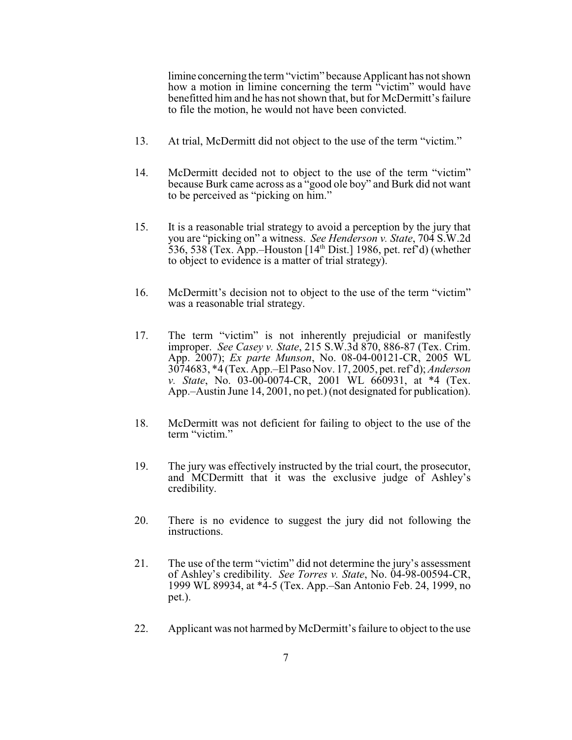limine concerning the term "victim" because Applicant has not shown how a motion in limine concerning the term "victim" would have benefitted him and he has not shown that, but for McDermitt's failure to file the motion, he would not have been convicted.

13. At trial, McDermitt did not object to the use of the term "victim."

14. McDermitt decided not to object to the use of the term "victim" because Burk came across as a "good ole boy" and Burk did not want to be perceived as "picking on him."

15. It is a reasonable trial strategy to avoid a perception by the jury that you are "picking on" a witness. *See Henderson v. State*, 704 S.W.2d 536, 538 (Tex. App.–Houston [14th Dist.] 1986, pet. ref'd) (whether to object to evidence is a matter of trial strategy).

16. McDermitt's decision not to object to the use of the term "victim" was a reasonable trial strategy.

17. The term "victim" is not inherently prejudicial or manifestly improper. *See Casey v. State*, 215 S.W.3d 870, 886-87 (Tex. Crim. App. 2007); *Ex parte Munson*, No. 08-04-00121-CR, 2005 WL 3074683, *4 (Tex. App.–El Paso Nov. 17, 2005, pet. ref'd); *Anderson v. State*, No. 03-00-0074-CR, 2001 WL 660931, at *4 (Tex. App.–Austin June 14, 2001, no pet.) (not designated for publication).

18. McDermitt was not deficient for failing to object to the use of the term "victim."

19. The jury was effectively instructed by the trial court, the prosecutor, and MCDermitt that it was the exclusive judge of Ashley's credibility.

20. There is no evidence to suggest the jury did not following the instructions.

21. The use of the term "victim" did not determine the jury's assessment of Ashley's credibility. *See Torres v. State*, No. 04-98-00594-CR, 1999 WL 89934, at *4-5 (Tex. App.–San Antonio Feb. 24, 1999, no pet.).

22. Applicant was not harmed by McDermitt's failure to object to the use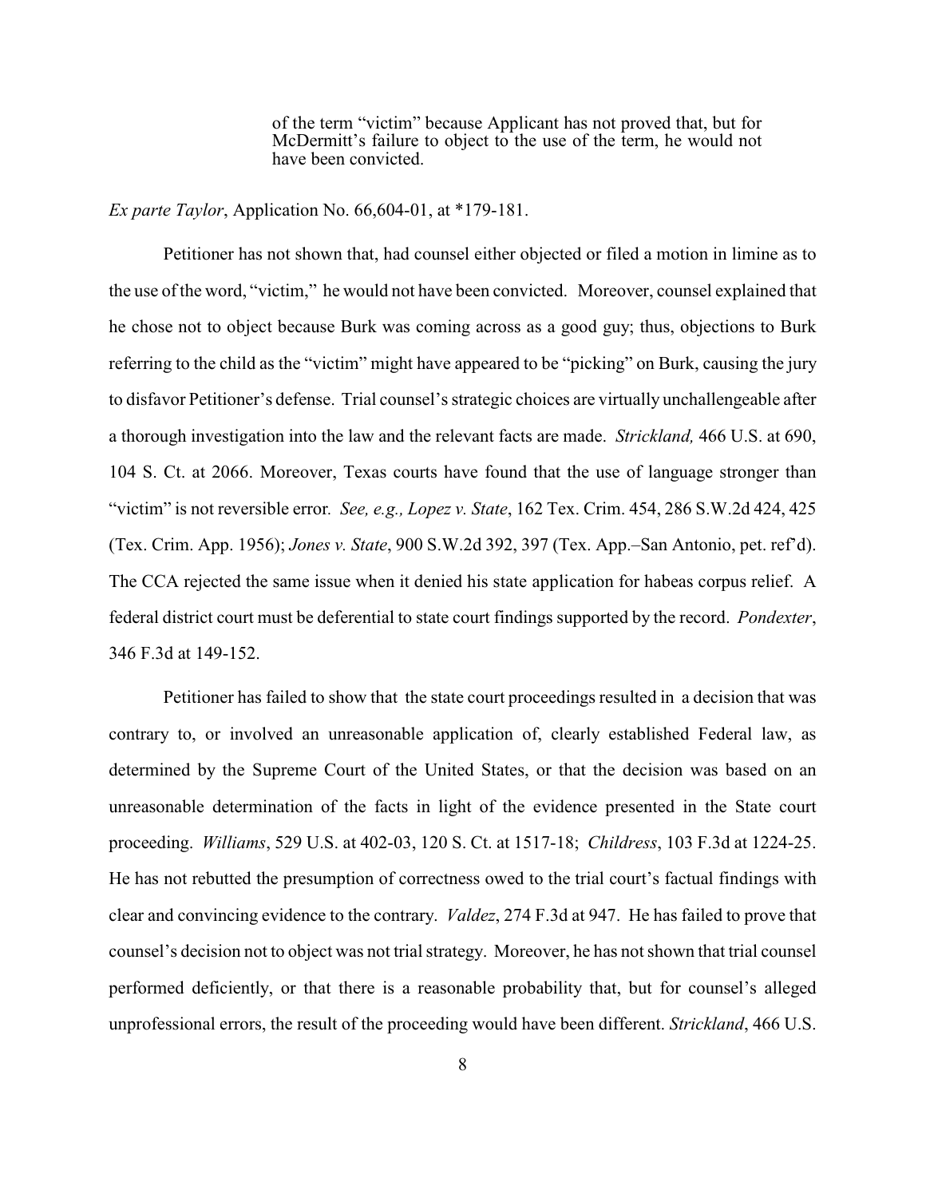> of the term "victim" because Applicant has not proved that, but for McDermitt's failure to object to the use of the term, he would not have been convicted.

*Ex parte Taylor*, Application No. 66,604-01, at *179-181.

Petitioner has not shown that, had counsel either objected or filed a motion in limine as to the use of the word, "victim," he would not have been convicted. Moreover, counsel explained that he chose not to object because Burk was coming across as a good guy; thus, objections to Burk referring to the child as the "victim" might have appeared to be "picking" on Burk, causing the jury to disfavor Petitioner's defense. Trial counsel's strategic choices are virtually unchallengeable after a thorough investigation into the law and the relevant facts are made. *Strickland,* 466 U.S. at 690, 104 S. Ct. at 2066. Moreover, Texas courts have found that the use of language stronger than "victim" is not reversible error. *See, e.g., Lopez v. State*, 162 Tex. Crim. 454, 286 S.W.2d 424, 425 (Tex. Crim. App. 1956); *Jones v. State*, 900 S.W.2d 392, 397 (Tex. App.–San Antonio, pet. ref'd). The CCA rejected the same issue when it denied his state application for habeas corpus relief. A federal district court must be deferential to state court findings supported by the record. *Pondexter*, 346 F.3d at 149-152.

Petitioner has failed to show that the state court proceedings resulted in a decision that was contrary to, or involved an unreasonable application of, clearly established Federal law, as determined by the Supreme Court of the United States, or that the decision was based on an unreasonable determination of the facts in light of the evidence presented in the State court proceeding. *Williams*, 529 U.S. at 402-03, 120 S. Ct. at 1517-18; *Childress*, 103 F.3d at 1224-25. He has not rebutted the presumption of correctness owed to the trial court's factual findings with clear and convincing evidence to the contrary. *Valdez*, 274 F.3d at 947. He has failed to prove that counsel's decision not to object was not trial strategy. Moreover, he has not shown that trial counsel performed deficiently, or that there is a reasonable probability that, but for counsel's alleged unprofessional errors, the result of the proceeding would have been different. *Strickland*, 466 U.S.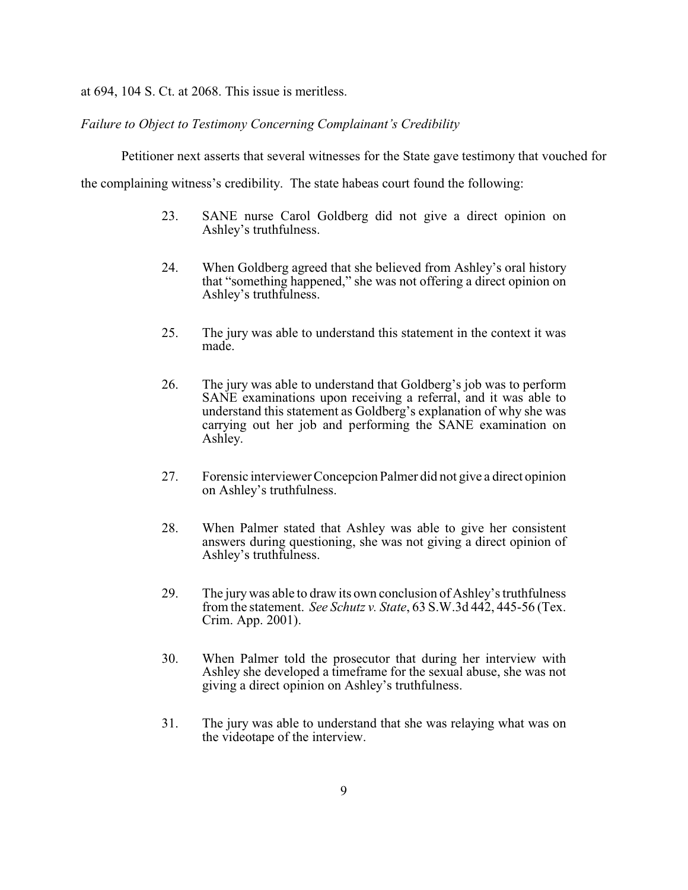at 694, 104 S. Ct. at 2068. This issue is meritless.

*Failure to Object to Testimony Concerning Complainant's Credibility*

Petitioner next asserts that several witnesses for the State gave testimony that vouched for the complaining witness's credibility. The state habeas court found the following:

> 23. SANE nurse Carol Goldberg did not give a direct opinion on Ashley's truthfulness.
>
> 24. When Goldberg agreed that she believed from Ashley's oral history that "something happened," she was not offering a direct opinion on Ashley's truthfulness.
>
> 25. The jury was able to understand this statement in the context it was made.
>
> 26. The jury was able to understand that Goldberg's job was to perform SANE examinations upon receiving a referral, and it was able to understand this statement as Goldberg's explanation of why she was carrying out her job and performing the SANE examination on Ashley.
>
> 27. Forensic interviewer Concepcion Palmer did not give a direct opinion on Ashley's truthfulness.
>
> 28. When Palmer stated that Ashley was able to give her consistent answers during questioning, she was not giving a direct opinion of Ashley's truthfulness.
>
> 29. The jury was able to draw its own conclusion of Ashley's truthfulness from the statement. *See Schutz v. State*, 63 S.W.3d 442, 445-56 (Tex. Crim. App. 2001).
>
> 30. When Palmer told the prosecutor that during her interview with Ashley she developed a timeframe for the sexual abuse, she was not giving a direct opinion on Ashley's truthfulness.
>
> 31. The jury was able to understand that she was relaying what was on the videotape of the interview.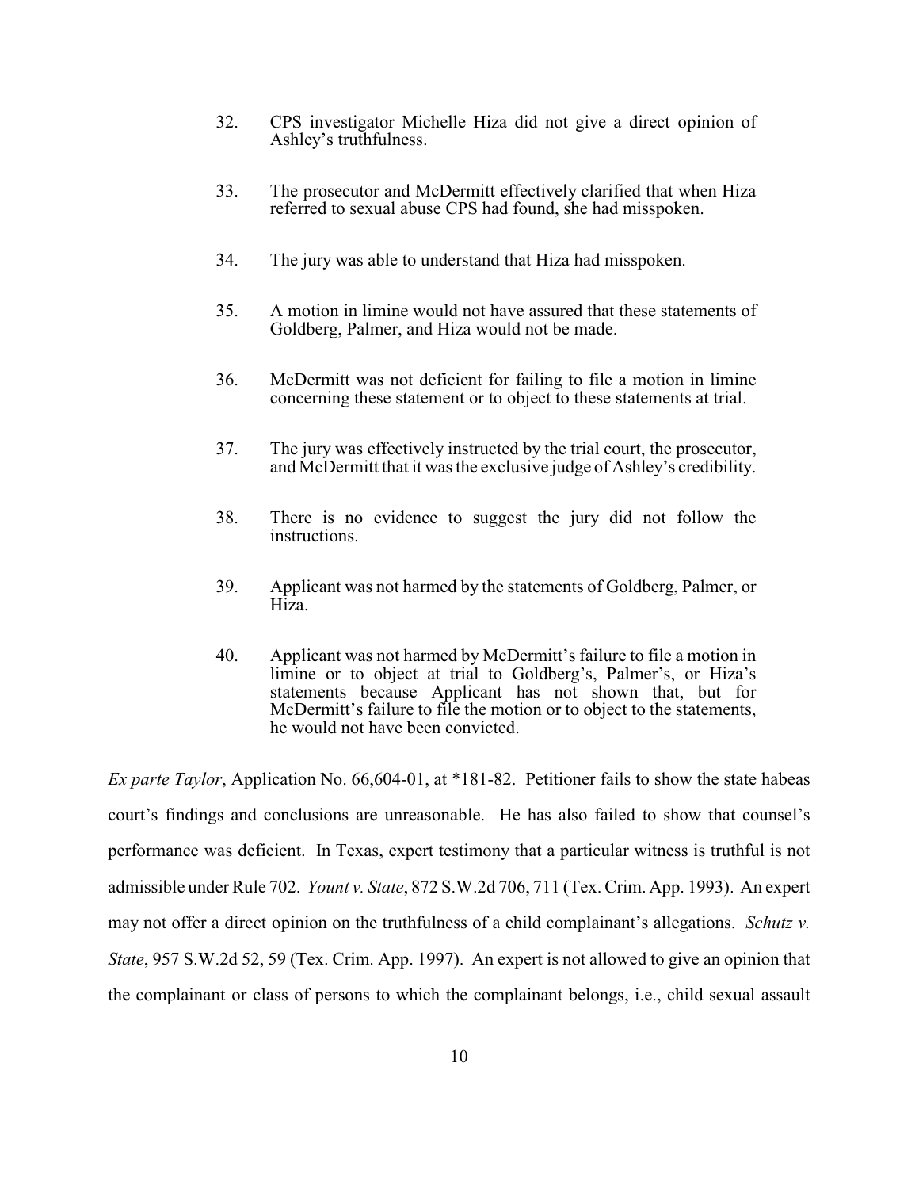32. CPS investigator Michelle Hiza did not give a direct opinion of Ashley's truthfulness.

33. The prosecutor and McDermitt effectively clarified that when Hiza referred to sexual abuse CPS had found, she had misspoken.

34. The jury was able to understand that Hiza had misspoken.

35. A motion in limine would not have assured that these statements of Goldberg, Palmer, and Hiza would not be made.

36. McDermitt was not deficient for failing to file a motion in limine concerning these statement or to object to these statements at trial.

37. The jury was effectively instructed by the trial court, the prosecutor, and McDermitt that it was the exclusive judge of Ashley's credibility.

38. There is no evidence to suggest the jury did not follow the instructions.

39. Applicant was not harmed by the statements of Goldberg, Palmer, or Hiza.

40. Applicant was not harmed by McDermitt's failure to file a motion in limine or to object at trial to Goldberg's, Palmer's, or Hiza's statements because Applicant has not shown that, but for McDermitt's failure to file the motion or to object to the statements, he would not have been convicted.

*Ex parte Taylor*, Application No. 66,604-01, at *181-82. Petitioner fails to show the state habeas court's findings and conclusions are unreasonable. He has also failed to show that counsel's performance was deficient. In Texas, expert testimony that a particular witness is truthful is not admissible under Rule 702. *Yount v. State*, 872 S.W.2d 706, 711 (Tex. Crim. App. 1993). An expert may not offer a direct opinion on the truthfulness of a child complainant's allegations. *Schutz v. State*, 957 S.W.2d 52, 59 (Tex. Crim. App. 1997). An expert is not allowed to give an opinion that the complainant or class of persons to which the complainant belongs, i.e., child sexual assault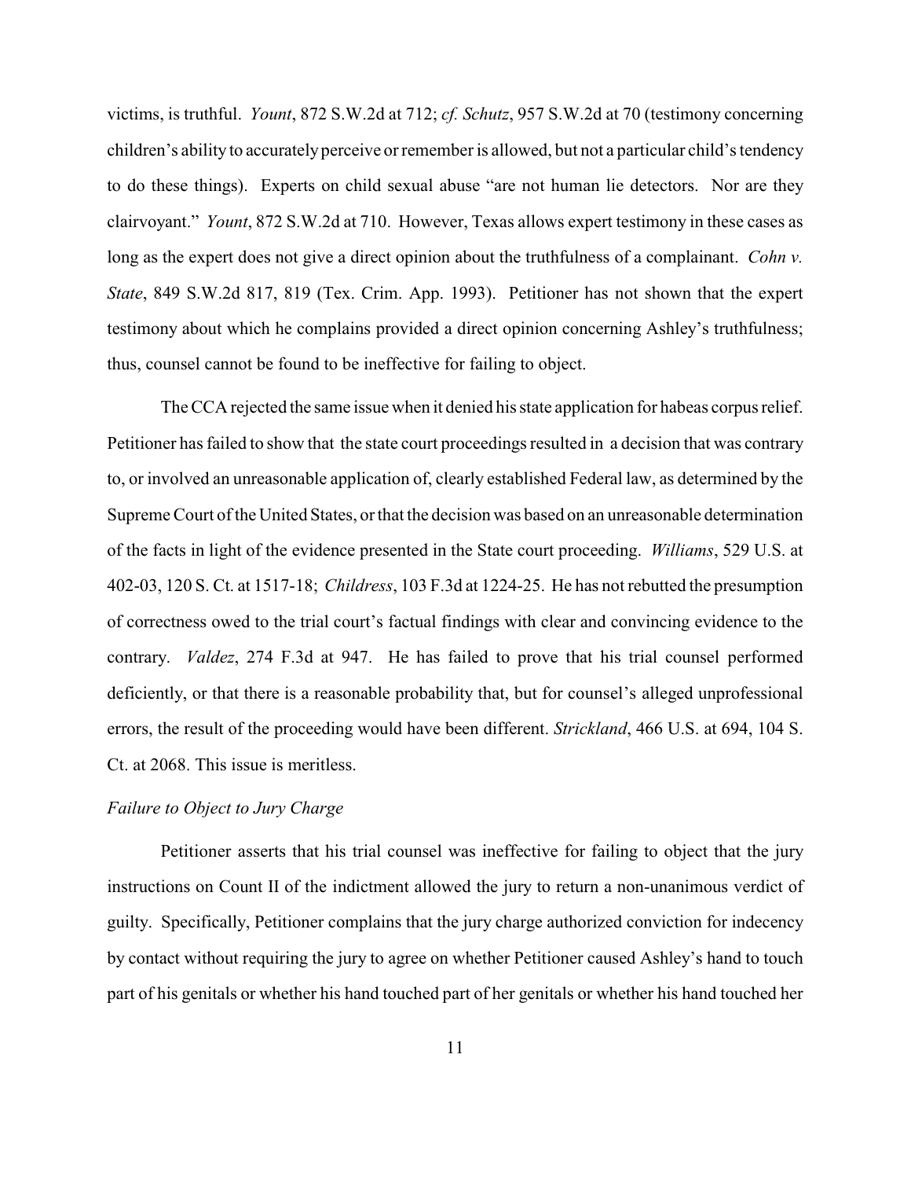victims, is truthful. *Yount*, 872 S.W.2d at 712; *cf. Schutz*, 957 S.W.2d at 70 (testimony concerning children's ability to accurately perceive or remember is allowed, but not a particular child's tendency to do these things). Experts on child sexual abuse "are not human lie detectors. Nor are they clairvoyant." *Yount*, 872 S.W.2d at 710. However, Texas allows expert testimony in these cases as long as the expert does not give a direct opinion about the truthfulness of a complainant. *Cohn v. State*, 849 S.W.2d 817, 819 (Tex. Crim. App. 1993). Petitioner has not shown that the expert testimony about which he complains provided a direct opinion concerning Ashley's truthfulness; thus, counsel cannot be found to be ineffective for failing to object.

The CCA rejected the same issue when it denied his state application for habeas corpus relief. Petitioner has failed to show that the state court proceedings resulted in a decision that was contrary to, or involved an unreasonable application of, clearly established Federal law, as determined by the Supreme Court of the United States, or that the decision was based on an unreasonable determination of the facts in light of the evidence presented in the State court proceeding. *Williams*, 529 U.S. at 402-03, 120 S. Ct. at 1517-18; *Childress*, 103 F.3d at 1224-25. He has not rebutted the presumption of correctness owed to the trial court's factual findings with clear and convincing evidence to the contrary. *Valdez*, 274 F.3d at 947. He has failed to prove that his trial counsel performed deficiently, or that there is a reasonable probability that, but for counsel's alleged unprofessional errors, the result of the proceeding would have been different. *Strickland*, 466 U.S. at 694, 104 S. Ct. at 2068. This issue is meritless.

*Failure to Object to Jury Charge*

Petitioner asserts that his trial counsel was ineffective for failing to object that the jury instructions on Count II of the indictment allowed the jury to return a non-unanimous verdict of guilty. Specifically, Petitioner complains that the jury charge authorized conviction for indecency by contact without requiring the jury to agree on whether Petitioner caused Ashley's hand to touch part of his genitals or whether his hand touched part of her genitals or whether his hand touched her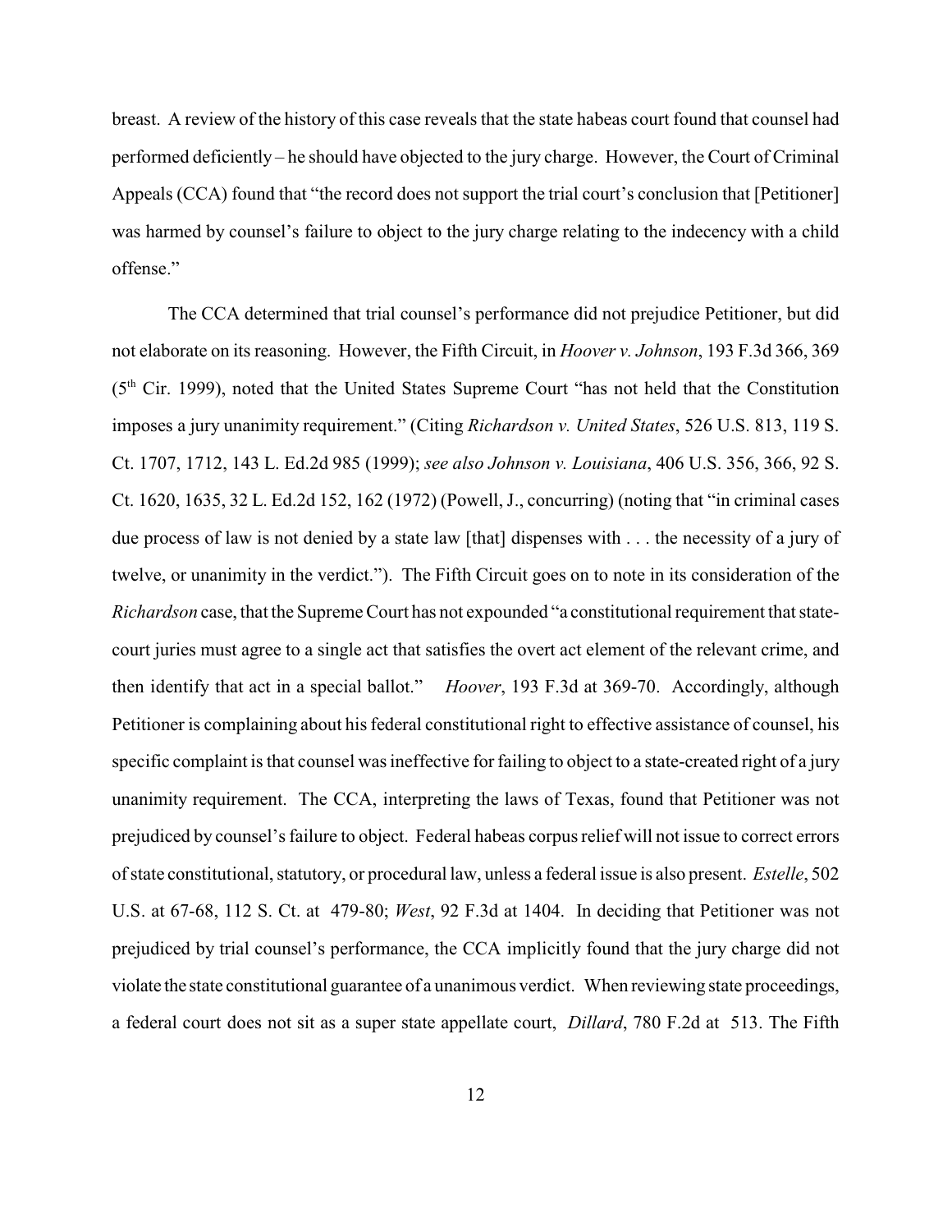breast. A review of the history of this case reveals that the state habeas court found that counsel had performed deficiently – he should have objected to the jury charge. However, the Court of Criminal Appeals (CCA) found that "the record does not support the trial court's conclusion that [Petitioner] was harmed by counsel's failure to object to the jury charge relating to the indecency with a child offense."

The CCA determined that trial counsel's performance did not prejudice Petitioner, but did not elaborate on its reasoning. However, the Fifth Circuit, in *Hoover v. Johnson*, 193 F.3d 366, 369 (5th Cir. 1999), noted that the United States Supreme Court "has not held that the Constitution imposes a jury unanimity requirement." (Citing *Richardson v. United States*, 526 U.S. 813, 119 S. Ct. 1707, 1712, 143 L. Ed.2d 985 (1999); *see also Johnson v. Louisiana*, 406 U.S. 356, 366, 92 S. Ct. 1620, 1635, 32 L. Ed.2d 152, 162 (1972) (Powell, J., concurring) (noting that "in criminal cases due process of law is not denied by a state law [that] dispenses with . . . the necessity of a jury of twelve, or unanimity in the verdict."). The Fifth Circuit goes on to note in its consideration of the *Richardson* case, that the Supreme Court has not expounded "a constitutional requirement that state-court juries must agree to a single act that satisfies the overt act element of the relevant crime, and then identify that act in a special ballot." *Hoover*, 193 F.3d at 369-70. Accordingly, although Petitioner is complaining about his federal constitutional right to effective assistance of counsel, his specific complaint is that counsel was ineffective for failing to object to a state-created right of a jury unanimity requirement. The CCA, interpreting the laws of Texas, found that Petitioner was not prejudiced by counsel's failure to object. Federal habeas corpus relief will not issue to correct errors of state constitutional, statutory, or procedural law, unless a federal issue is also present. *Estelle*, 502 U.S. at 67-68, 112 S. Ct. at 479-80; *West*, 92 F.3d at 1404. In deciding that Petitioner was not prejudiced by trial counsel's performance, the CCA implicitly found that the jury charge did not violate the state constitutional guarantee of a unanimous verdict. When reviewing state proceedings, a federal court does not sit as a super state appellate court, *Dillard*, 780 F.2d at 513. The Fifth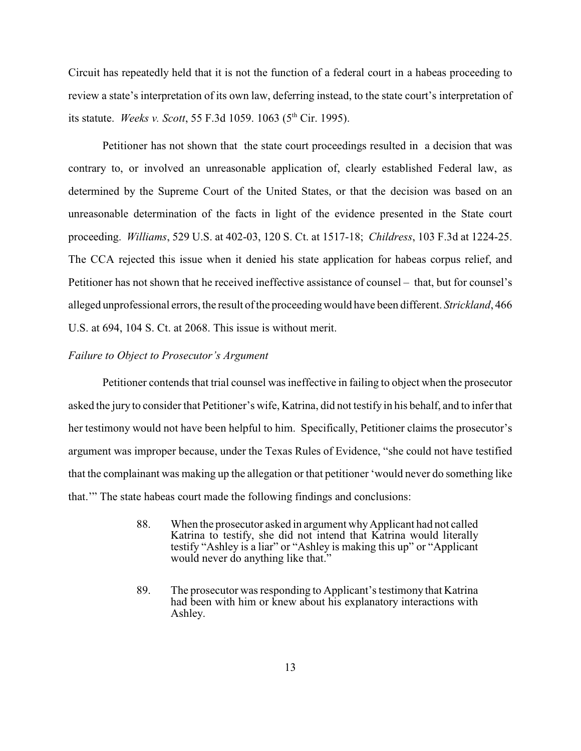Circuit has repeatedly held that it is not the function of a federal court in a habeas proceeding to review a state's interpretation of its own law, deferring instead, to the state court's interpretation of its statute. *Weeks v. Scott*, 55 F.3d 1059. 1063 (5th Cir. 1995).

Petitioner has not shown that the state court proceedings resulted in a decision that was contrary to, or involved an unreasonable application of, clearly established Federal law, as determined by the Supreme Court of the United States, or that the decision was based on an unreasonable determination of the facts in light of the evidence presented in the State court proceeding. *Williams*, 529 U.S. at 402-03, 120 S. Ct. at 1517-18; *Childress*, 103 F.3d at 1224-25. The CCA rejected this issue when it denied his state application for habeas corpus relief, and Petitioner has not shown that he received ineffective assistance of counsel – that, but for counsel's alleged unprofessional errors, the result of the proceeding would have been different. *Strickland*, 466 U.S. at 694, 104 S. Ct. at 2068. This issue is without merit.

*Failure to Object to Prosecutor's Argument*

Petitioner contends that trial counsel was ineffective in failing to object when the prosecutor asked the jury to consider that Petitioner's wife, Katrina, did not testify in his behalf, and to infer that her testimony would not have been helpful to him. Specifically, Petitioner claims the prosecutor's argument was improper because, under the Texas Rules of Evidence, "she could not have testified that the complainant was making up the allegation or that petitioner 'would never do something like that.'" The state habeas court made the following findings and conclusions:

> 88. When the prosecutor asked in argument why Applicant had not called Katrina to testify, she did not intend that Katrina would literally testify "Ashley is a liar" or "Ashley is making this up" or "Applicant would never do anything like that."
>
> 89. The prosecutor was responding to Applicant's testimony that Katrina had been with him or knew about his explanatory interactions with Ashley.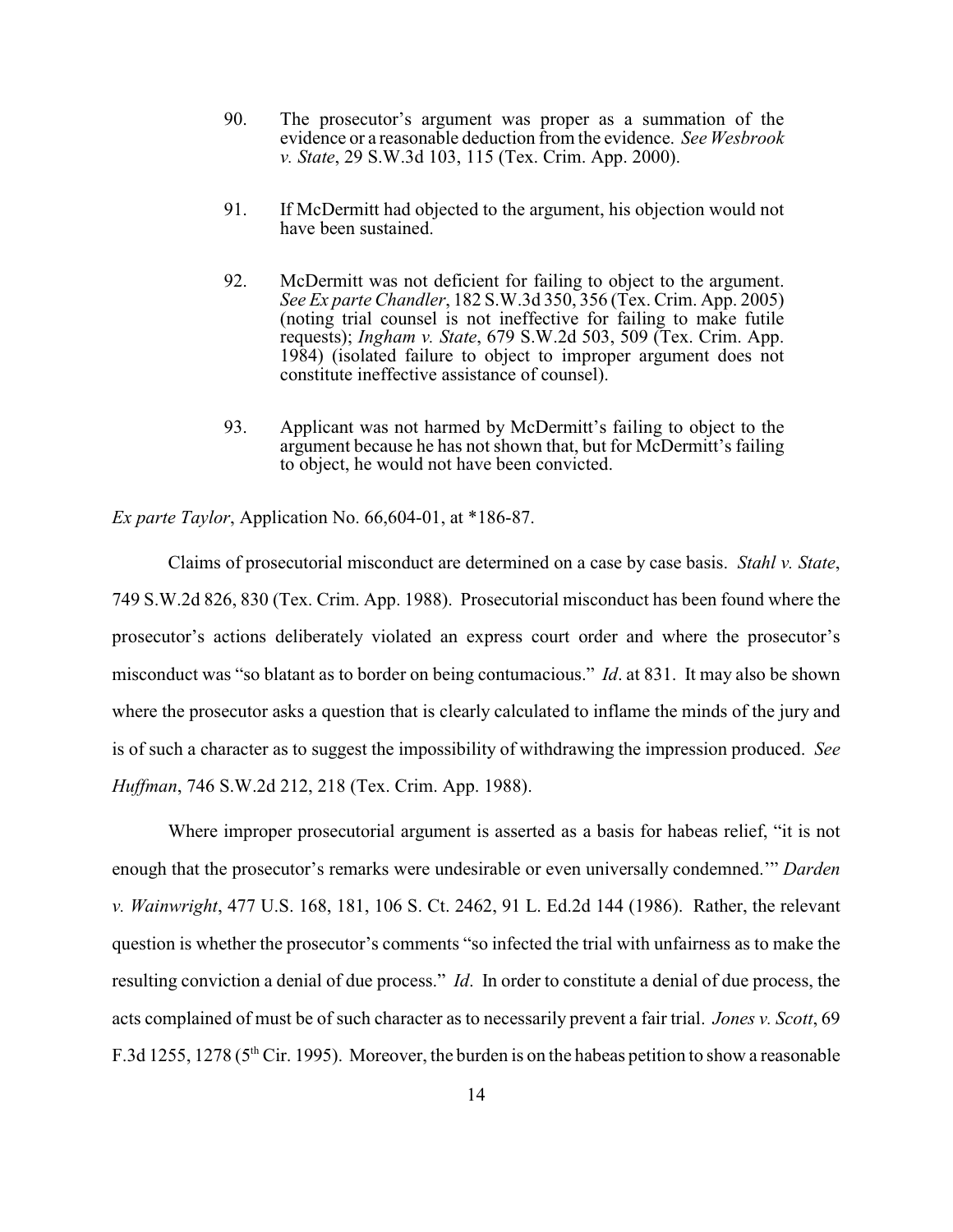90. The prosecutor's argument was proper as a summation of the evidence or a reasonable deduction from the evidence. *See Wesbrook v. State*, 29 S.W.3d 103, 115 (Tex. Crim. App. 2000).

91. If McDermitt had objected to the argument, his objection would not have been sustained.

92. McDermitt was not deficient for failing to object to the argument. *See Ex parte Chandler*, 182 S.W.3d 350, 356 (Tex. Crim. App. 2005) (noting trial counsel is not ineffective for failing to make futile requests); *Ingham v. State*, 679 S.W.2d 503, 509 (Tex. Crim. App. 1984) (isolated failure to object to improper argument does not constitute ineffective assistance of counsel).

93. Applicant was not harmed by McDermitt's failing to object to the argument because he has not shown that, but for McDermitt's failing to object, he would not have been convicted.

*Ex parte Taylor*, Application No. 66,604-01, at *186-87.

Claims of prosecutorial misconduct are determined on a case by case basis. *Stahl v. State*, 749 S.W.2d 826, 830 (Tex. Crim. App. 1988). Prosecutorial misconduct has been found where the prosecutor's actions deliberately violated an express court order and where the prosecutor's misconduct was "so blatant as to border on being contumacious." *Id*. at 831. It may also be shown where the prosecutor asks a question that is clearly calculated to inflame the minds of the jury and is of such a character as to suggest the impossibility of withdrawing the impression produced. *See Huffman*, 746 S.W.2d 212, 218 (Tex. Crim. App. 1988).

Where improper prosecutorial argument is asserted as a basis for habeas relief, "it is not enough that the prosecutor's remarks were undesirable or even universally condemned.'" *Darden v. Wainwright*, 477 U.S. 168, 181, 106 S. Ct. 2462, 91 L. Ed.2d 144 (1986). Rather, the relevant question is whether the prosecutor's comments "so infected the trial with unfairness as to make the resulting conviction a denial of due process." *Id*. In order to constitute a denial of due process, the acts complained of must be of such character as to necessarily prevent a fair trial. *Jones v. Scott*, 69 F.3d 1255, 1278 (5th Cir. 1995). Moreover, the burden is on the habeas petition to show a reasonable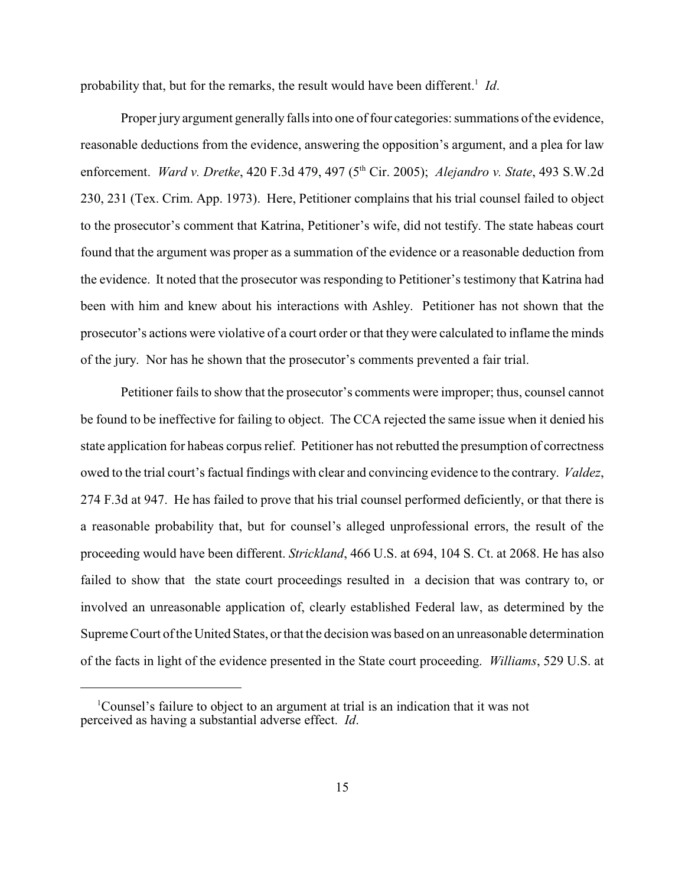probability that, but for the remarks, the result would have been different.[1] *Id*.

Proper jury argument generally falls into one of four categories: summations of the evidence, reasonable deductions from the evidence, answering the opposition's argument, and a plea for law enforcement. *Ward v. Dretke*, 420 F.3d 479, 497 (5th Cir. 2005); *Alejandro v. State*, 493 S.W.2d 230, 231 (Tex. Crim. App. 1973). Here, Petitioner complains that his trial counsel failed to object to the prosecutor's comment that Katrina, Petitioner's wife, did not testify. The state habeas court found that the argument was proper as a summation of the evidence or a reasonable deduction from the evidence. It noted that the prosecutor was responding to Petitioner's testimony that Katrina had been with him and knew about his interactions with Ashley. Petitioner has not shown that the prosecutor's actions were violative of a court order or that they were calculated to inflame the minds of the jury. Nor has he shown that the prosecutor's comments prevented a fair trial.

Petitioner fails to show that the prosecutor's comments were improper; thus, counsel cannot be found to be ineffective for failing to object. The CCA rejected the same issue when it denied his state application for habeas corpus relief. Petitioner has not rebutted the presumption of correctness owed to the trial court's factual findings with clear and convincing evidence to the contrary. *Valdez*, 274 F.3d at 947. He has failed to prove that his trial counsel performed deficiently, or that there is a reasonable probability that, but for counsel's alleged unprofessional errors, the result of the proceeding would have been different. *Strickland*, 466 U.S. at 694, 104 S. Ct. at 2068. He has also failed to show that the state court proceedings resulted in a decision that was contrary to, or involved an unreasonable application of, clearly established Federal law, as determined by the Supreme Court of the United States, or that the decision was based on an unreasonable determination of the facts in light of the evidence presented in the State court proceeding. *Williams*, 529 U.S. at

---

[1] Counsel's failure to object to an argument at trial is an indication that it was not perceived as having a substantial adverse effect. *Id*.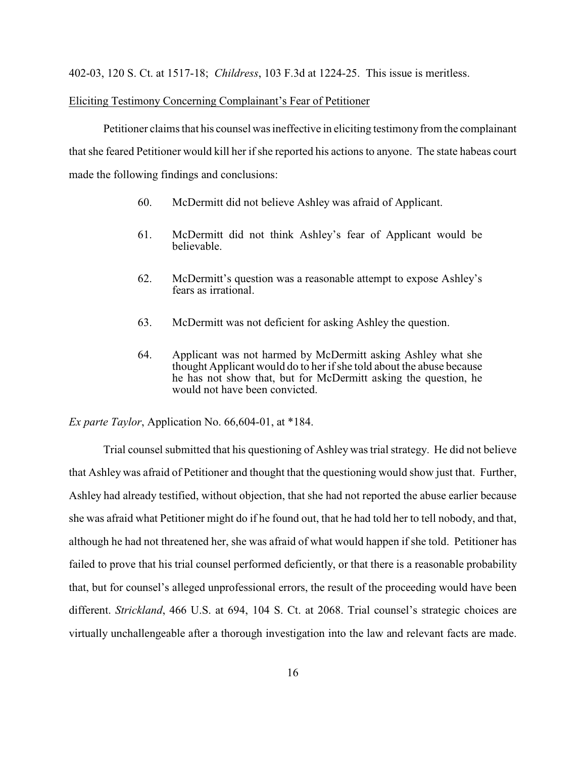402-03, 120 S. Ct. at 1517-18; *Childress*, 103 F.3d at 1224-25. This issue is meritless.

Eliciting Testimony Concerning Complainant's Fear of Petitioner

Petitioner claims that his counsel was ineffective in eliciting testimony from the complainant that she feared Petitioner would kill her if she reported his actions to anyone. The state habeas court made the following findings and conclusions:

> 60. McDermitt did not believe Ashley was afraid of Applicant.
>
> 61. McDermitt did not think Ashley's fear of Applicant would be believable.
>
> 62. McDermitt's question was a reasonable attempt to expose Ashley's fears as irrational.
>
> 63. McDermitt was not deficient for asking Ashley the question.
>
> 64. Applicant was not harmed by McDermitt asking Ashley what she thought Applicant would do to her if she told about the abuse because he has not show that, but for McDermitt asking the question, he would not have been convicted.

*Ex parte Taylor*, Application No. 66,604-01, at *184.

Trial counsel submitted that his questioning of Ashley was trial strategy. He did not believe that Ashley was afraid of Petitioner and thought that the questioning would show just that. Further, Ashley had already testified, without objection, that she had not reported the abuse earlier because she was afraid what Petitioner might do if he found out, that he had told her to tell nobody, and that, although he had not threatened her, she was afraid of what would happen if she told. Petitioner has failed to prove that his trial counsel performed deficiently, or that there is a reasonable probability that, but for counsel's alleged unprofessional errors, the result of the proceeding would have been different. *Strickland*, 466 U.S. at 694, 104 S. Ct. at 2068. Trial counsel's strategic choices are virtually unchallengeable after a thorough investigation into the law and relevant facts are made.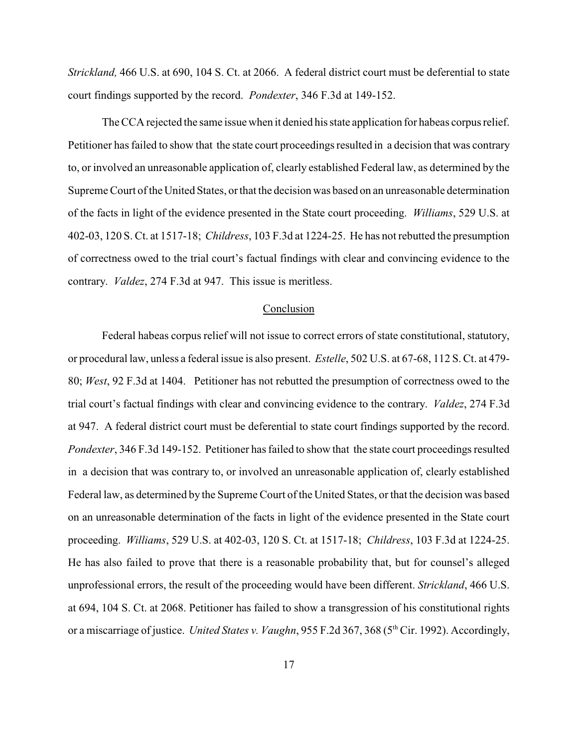*Strickland,* 466 U.S. at 690, 104 S. Ct. at 2066. A federal district court must be deferential to state court findings supported by the record. *Pondexter*, 346 F.3d at 149-152.

The CCA rejected the same issue when it denied his state application for habeas corpus relief. Petitioner has failed to show that the state court proceedings resulted in a decision that was contrary to, or involved an unreasonable application of, clearly established Federal law, as determined by the Supreme Court of the United States, or that the decision was based on an unreasonable determination of the facts in light of the evidence presented in the State court proceeding. *Williams*, 529 U.S. at 402-03, 120 S. Ct. at 1517-18; *Childress*, 103 F.3d at 1224-25. He has not rebutted the presumption of correctness owed to the trial court's factual findings with clear and convincing evidence to the contrary. *Valdez*, 274 F.3d at 947. This issue is meritless.

## Conclusion

Federal habeas corpus relief will not issue to correct errors of state constitutional, statutory, or procedural law, unless a federal issue is also present. *Estelle*, 502 U.S. at 67-68, 112 S. Ct. at 479-80; *West*, 92 F.3d at 1404. Petitioner has not rebutted the presumption of correctness owed to the trial court's factual findings with clear and convincing evidence to the contrary. *Valdez*, 274 F.3d at 947. A federal district court must be deferential to state court findings supported by the record. *Pondexter*, 346 F.3d 149-152. Petitioner has failed to show that the state court proceedings resulted in a decision that was contrary to, or involved an unreasonable application of, clearly established Federal law, as determined by the Supreme Court of the United States, or that the decision was based on an unreasonable determination of the facts in light of the evidence presented in the State court proceeding. *Williams*, 529 U.S. at 402-03, 120 S. Ct. at 1517-18; *Childress*, 103 F.3d at 1224-25. He has also failed to prove that there is a reasonable probability that, but for counsel's alleged unprofessional errors, the result of the proceeding would have been different. *Strickland*, 466 U.S. at 694, 104 S. Ct. at 2068. Petitioner has failed to show a transgression of his constitutional rights or a miscarriage of justice. *United States v. Vaughn*, 955 F.2d 367, 368 (5th Cir. 1992). Accordingly,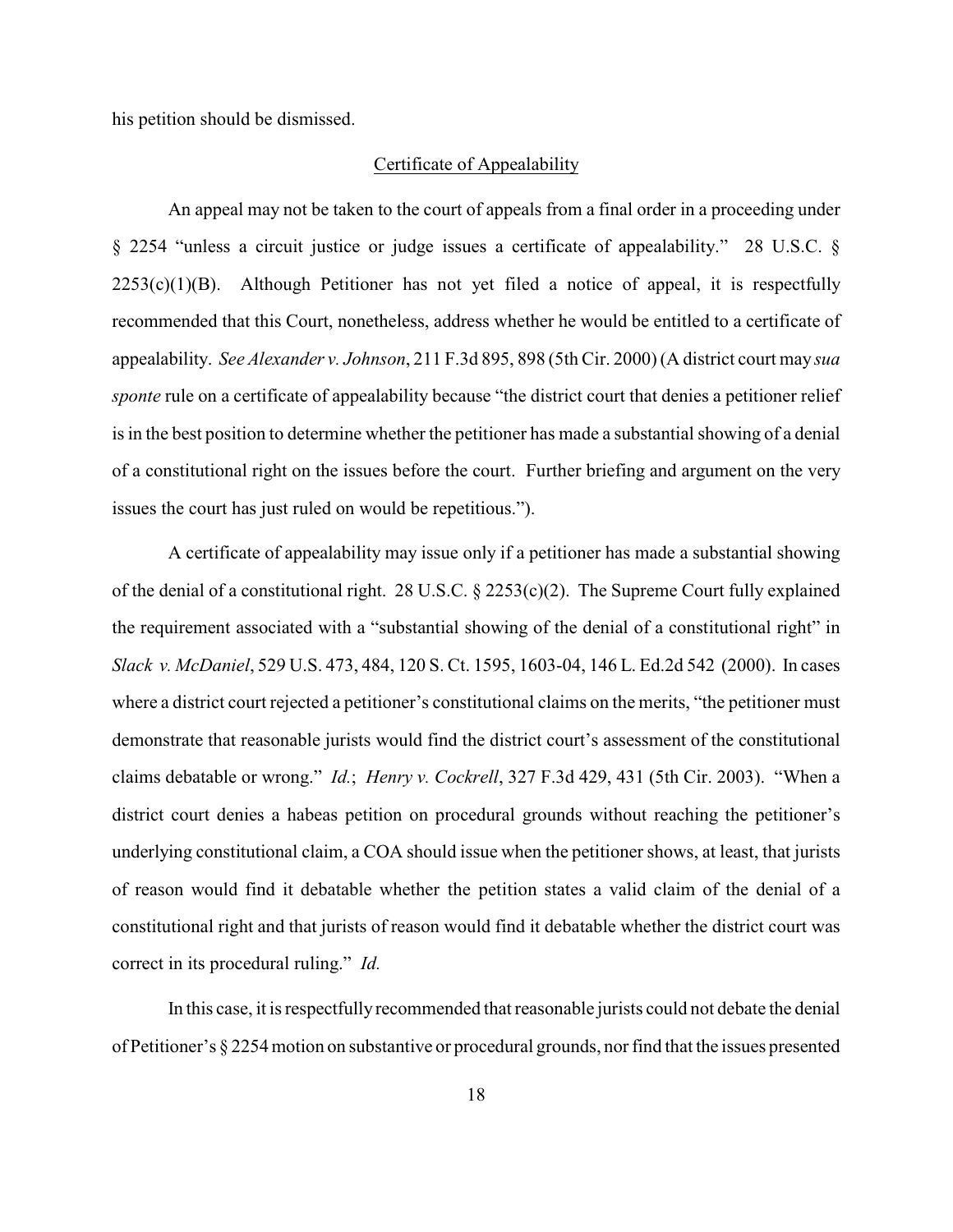his petition should be dismissed.

## Certificate of Appealability

An appeal may not be taken to the court of appeals from a final order in a proceeding under § 2254 "unless a circuit justice or judge issues a certificate of appealability." 28 U.S.C. § 2253(c)(1)(B). Although Petitioner has not yet filed a notice of appeal, it is respectfully recommended that this Court, nonetheless, address whether he would be entitled to a certificate of appealability. *See Alexander v. Johnson*, 211 F.3d 895, 898 (5th Cir. 2000) (A district court may *sua sponte* rule on a certificate of appealability because "the district court that denies a petitioner relief is in the best position to determine whether the petitioner has made a substantial showing of a denial of a constitutional right on the issues before the court. Further briefing and argument on the very issues the court has just ruled on would be repetitious.").

A certificate of appealability may issue only if a petitioner has made a substantial showing of the denial of a constitutional right. 28 U.S.C. § 2253(c)(2). The Supreme Court fully explained the requirement associated with a "substantial showing of the denial of a constitutional right" in *Slack v. McDaniel*, 529 U.S. 473, 484, 120 S. Ct. 1595, 1603-04, 146 L. Ed.2d 542 (2000). In cases where a district court rejected a petitioner's constitutional claims on the merits, "the petitioner must demonstrate that reasonable jurists would find the district court's assessment of the constitutional claims debatable or wrong." *Id.*; *Henry v. Cockrell*, 327 F.3d 429, 431 (5th Cir. 2003). "When a district court denies a habeas petition on procedural grounds without reaching the petitioner's underlying constitutional claim, a COA should issue when the petitioner shows, at least, that jurists of reason would find it debatable whether the petition states a valid claim of the denial of a constitutional right and that jurists of reason would find it debatable whether the district court was correct in its procedural ruling." *Id.*

In this case, it is respectfully recommended that reasonable jurists could not debate the denial of Petitioner's § 2254 motion on substantive or procedural grounds, nor find that the issues presented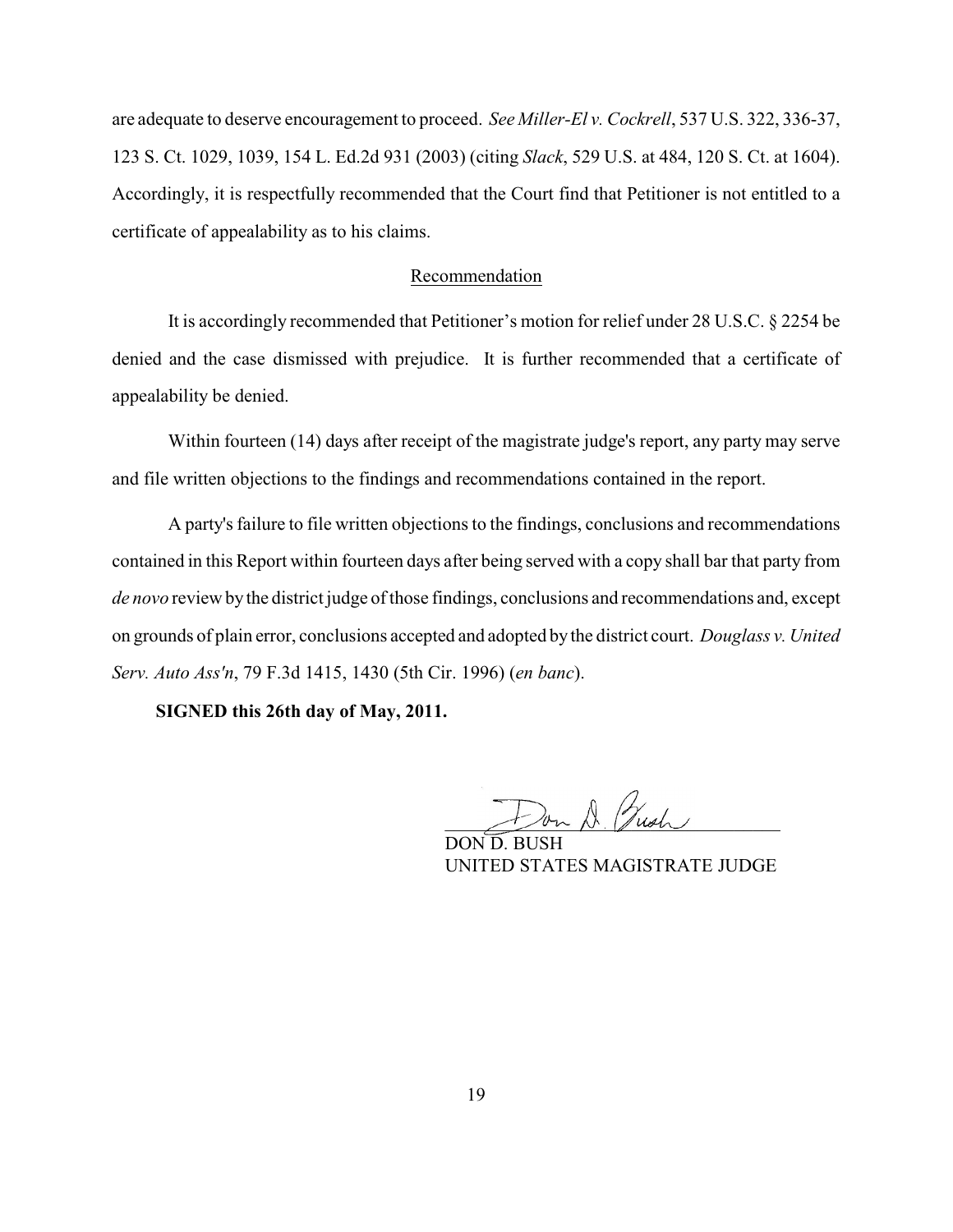are adequate to deserve encouragement to proceed. *See Miller-El v. Cockrell*, 537 U.S. 322, 336-37, 123 S. Ct. 1029, 1039, 154 L. Ed.2d 931 (2003) (citing *Slack*, 529 U.S. at 484, 120 S. Ct. at 1604). Accordingly, it is respectfully recommended that the Court find that Petitioner is not entitled to a certificate of appealability as to his claims.

## Recommendation

It is accordingly recommended that Petitioner's motion for relief under 28 U.S.C. § 2254 be denied and the case dismissed with prejudice. It is further recommended that a certificate of appealability be denied.

Within fourteen (14) days after receipt of the magistrate judge's report, any party may serve and file written objections to the findings and recommendations contained in the report.

A party's failure to file written objections to the findings, conclusions and recommendations contained in this Report within fourteen days after being served with a copy shall bar that party from *de novo* review by the district judge of those findings, conclusions and recommendations and, except on grounds of plain error, conclusions accepted and adopted by the district court. *Douglass v. United Serv. Auto Ass'n*, 79 F.3d 1415, 1430 (5th Cir. 1996) (*en banc*).

**SIGNED this 26th day of May, 2011.**

DON D. BUSH
UNITED STATES MAGISTRATE JUDGE